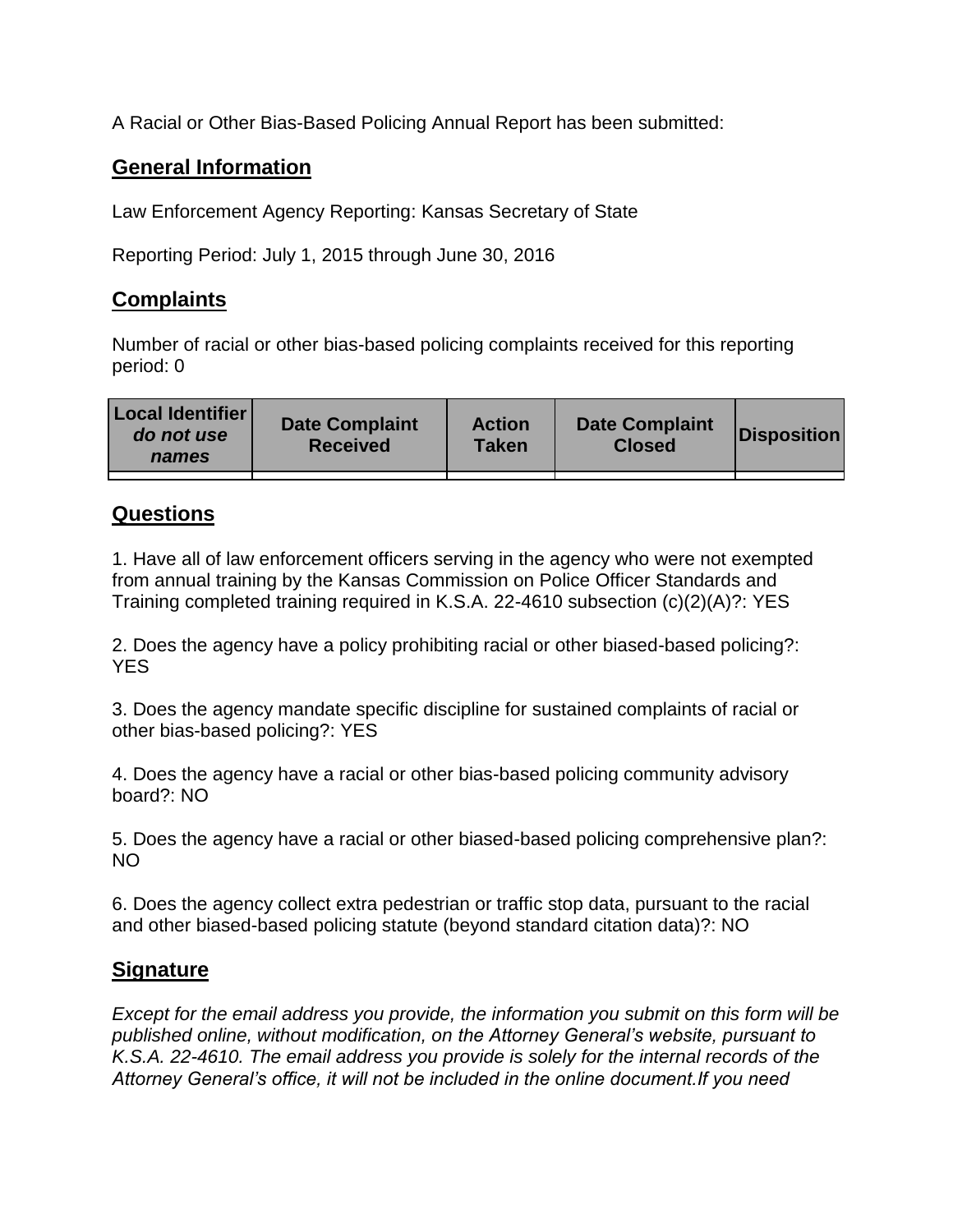A Racial or Other Bias-Based Policing Annual Report has been submitted:

## General Information

Law Enforcement Agency Reporting: Kansas Secretary of State

Reporting Period: July 1, 2015 through June 30, 2016

## Complaints

Number of racial or other bias-based policing complaints received for this reporting period: 0

| Local Identifier *do not use names* | Date Complaint Received | Action Taken | Date Complaint Closed | Disposition |
|---|---|---|---|---|
| | | | | |

## Questions

1. Have all of law enforcement officers serving in the agency who were not exempted from annual training by the Kansas Commission on Police Officer Standards and Training completed training required in K.S.A. 22-4610 subsection (c)(2)(A)?: YES

2. Does the agency have a policy prohibiting racial or other biased-based policing?: YES

3. Does the agency mandate specific discipline for sustained complaints of racial or other bias-based policing?: YES

4. Does the agency have a racial or other bias-based policing community advisory board?: NO

5. Does the agency have a racial or other biased-based policing comprehensive plan?: NO

6. Does the agency collect extra pedestrian or traffic stop data, pursuant to the racial and other biased-based policing statute (beyond standard citation data)?: NO

## Signature

*Except for the email address you provide, the information you submit on this form will be published online, without modification, on the Attorney General's website, pursuant to K.S.A. 22-4610. The email address you provide is solely for the internal records of the Attorney General's office, it will not be included in the online document.If you need*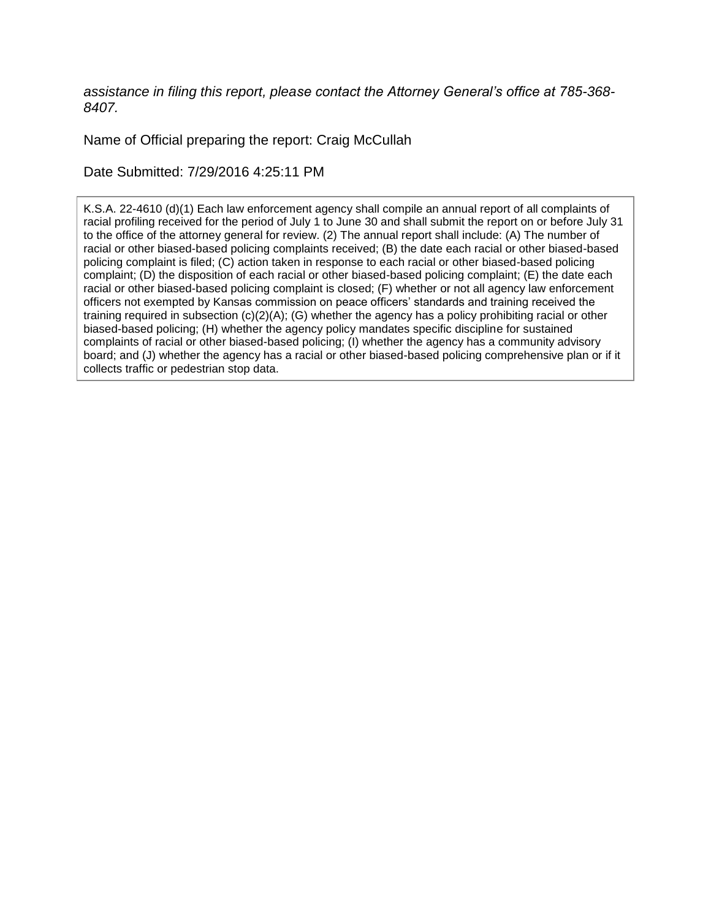*assistance in filing this report, please contact the Attorney General's office at 785-368-8407.*

Name of Official preparing the report: Craig McCullah

Date Submitted: 7/29/2016 4:25:11 PM

K.S.A. 22-4610 (d)(1) Each law enforcement agency shall compile an annual report of all complaints of racial profiling received for the period of July 1 to June 30 and shall submit the report on or before July 31 to the office of the attorney general for review. (2) The annual report shall include: (A) The number of racial or other biased-based policing complaints received; (B) the date each racial or other biased-based policing complaint is filed; (C) action taken in response to each racial or other biased-based policing complaint; (D) the disposition of each racial or other biased-based policing complaint; (E) the date each racial or other biased-based policing complaint is closed; (F) whether or not all agency law enforcement officers not exempted by Kansas commission on peace officers' standards and training received the training required in subsection (c)(2)(A); (G) whether the agency has a policy prohibiting racial or other biased-based policing; (H) whether the agency policy mandates specific discipline for sustained complaints of racial or other biased-based policing; (I) whether the agency has a community advisory board; and (J) whether the agency has a racial or other biased-based policing comprehensive plan or if it collects traffic or pedestrian stop data.